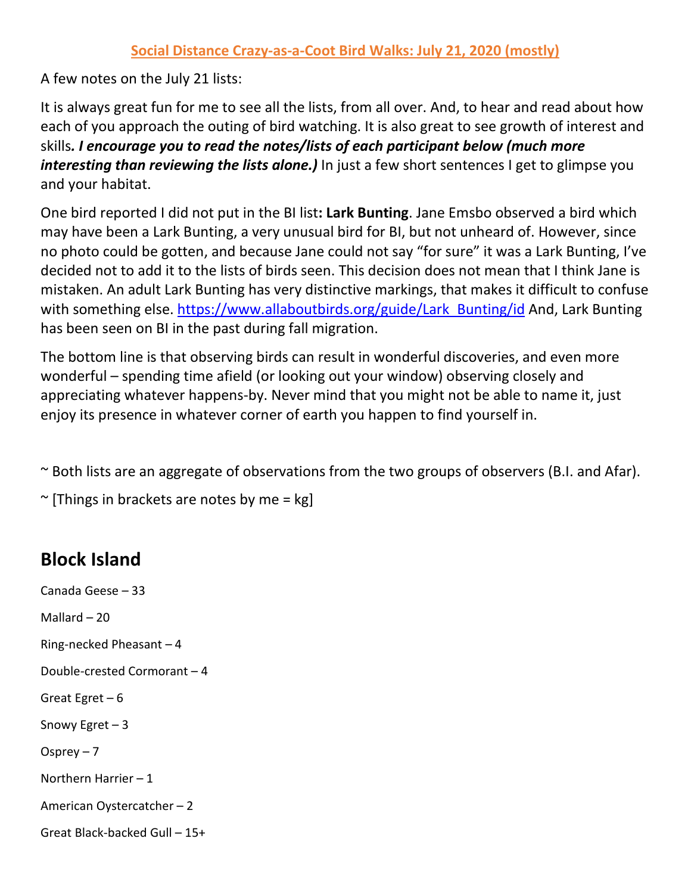# Social Distance Crazy-as-a-Coot Bird Walks: July 21, 2020 (mostly)

A few notes on the July 21 lists:

It is always great fun for me to see all the lists, from all over. And, to hear and read about how each of you approach the outing of bird watching. It is also great to see growth of interest and skills*. **I encourage you to read the notes/lists of each participant below (much more interesting than reviewing the lists alone.)*** In just a few short sentences I get to glimpse you and your habitat.

One bird reported I did not put in the BI list**: Lark Bunting**. Jane Emsbo observed a bird which may have been a Lark Bunting, a very unusual bird for BI, but not unheard of. However, since no photo could be gotten, and because Jane could not say "for sure" it was a Lark Bunting, I've decided not to add it to the lists of birds seen. This decision does not mean that I think Jane is mistaken. An adult Lark Bunting has very distinctive markings, that makes it difficult to confuse with something else. https://www.allaboutbirds.org/guide/Lark_Bunting/id And, Lark Bunting has been seen on BI in the past during fall migration.

The bottom line is that observing birds can result in wonderful discoveries, and even more wonderful – spending time afield (or looking out your window) observing closely and appreciating whatever happens-by. Never mind that you might not be able to name it, just enjoy its presence in whatever corner of earth you happen to find yourself in.

~ Both lists are an aggregate of observations from the two groups of observers (B.I. and Afar).

~ [Things in brackets are notes by me = kg]

## Block Island

Canada Geese – 33

Mallard – 20

Ring-necked Pheasant – 4

Double-crested Cormorant – 4

Great Egret – 6

Snowy Egret – 3

Osprey – 7

Northern Harrier – 1

American Oystercatcher – 2

Great Black-backed Gull – 15+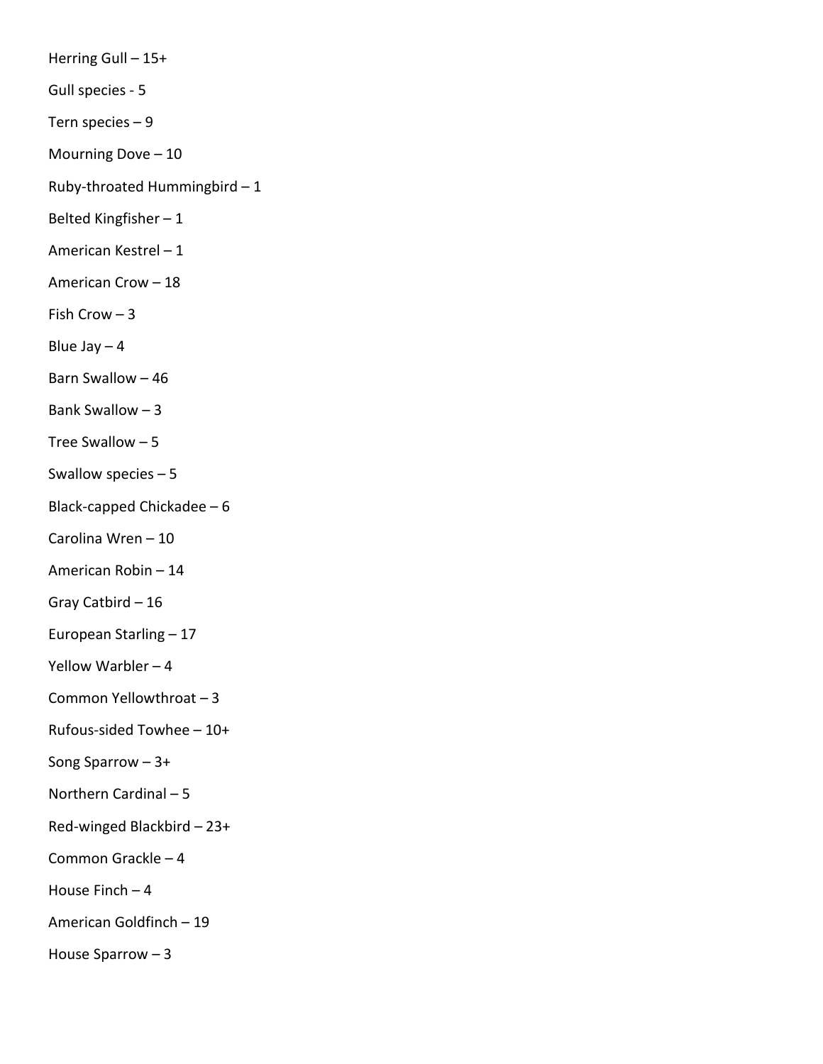Herring Gull – 15+

Gull species - 5

Tern species – 9

Mourning Dove – 10

Ruby-throated Hummingbird – 1

Belted Kingfisher – 1

American Kestrel – 1

American Crow – 18

Fish Crow – 3

Blue Jay – 4

Barn Swallow – 46

Bank Swallow – 3

Tree Swallow – 5

Swallow species – 5

Black-capped Chickadee – 6

Carolina Wren – 10

American Robin – 14

Gray Catbird – 16

European Starling – 17

Yellow Warbler – 4

Common Yellowthroat – 3

Rufous-sided Towhee – 10+

Song Sparrow – 3+

Northern Cardinal – 5

Red-winged Blackbird – 23+

Common Grackle – 4

House Finch – 4

American Goldfinch – 19

House Sparrow – 3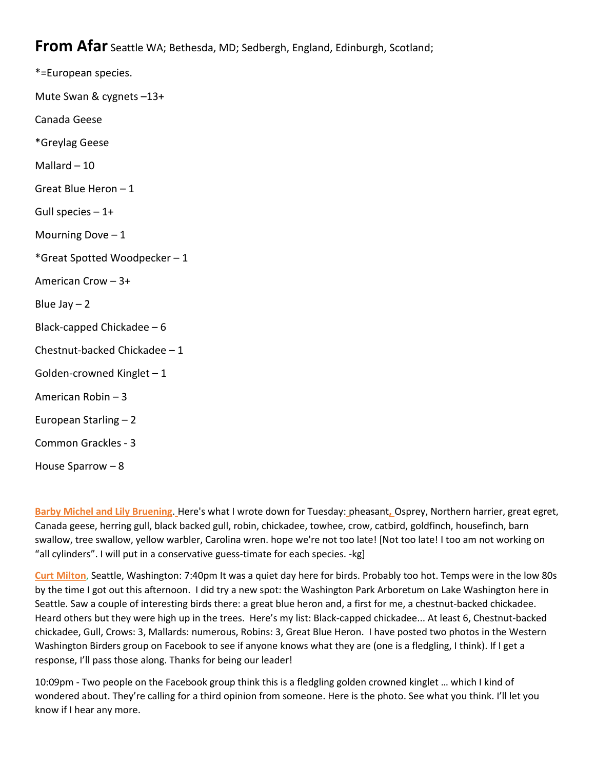**From Afar** Seattle WA; Bethesda, MD; Sedbergh, England, Edinburgh, Scotland;

*=European species.

Mute Swan & cygnets –13+

Canada Geese

*Greylag Geese

Mallard – 10

Great Blue Heron – 1

Gull species – 1+

Mourning Dove – 1

*Great Spotted Woodpecker – 1

American Crow – 3+

Blue Jay – 2

Black-capped Chickadee – 6

Chestnut-backed Chickadee – 1

Golden-crowned Kinglet – 1

American Robin – 3

European Starling – 2

Common Grackles - 3

House Sparrow – 8

**Barby Michel and Lily Bruening**. Here's what I wrote down for Tuesday: pheasant, Osprey, Northern harrier, great egret, Canada geese, herring gull, black backed gull, robin, chickadee, towhee, crow, catbird, goldfinch, housefinch, barn swallow, tree swallow, yellow warbler, Carolina wren. hope we're not too late! [Not too late! I too am not working on "all cylinders". I will put in a conservative guess-timate for each species. -kg]

**Curt Milton**, Seattle, Washington: 7:40pm It was a quiet day here for birds. Probably too hot. Temps were in the low 80s by the time I got out this afternoon. I did try a new spot: the Washington Park Arboretum on Lake Washington here in Seattle. Saw a couple of interesting birds there: a great blue heron and, a first for me, a chestnut-backed chickadee. Heard others but they were high up in the trees. Here's my list: Black-capped chickadee... At least 6, Chestnut-backed chickadee, Gull, Crows: 3, Mallards: numerous, Robins: 3, Great Blue Heron. I have posted two photos in the Western Washington Birders group on Facebook to see if anyone knows what they are (one is a fledgling, I think). If I get a response, I'll pass those along. Thanks for being our leader!

10:09pm - Two people on the Facebook group think this is a fledgling golden crowned kinglet … which I kind of wondered about. They're calling for a third opinion from someone. Here is the photo. See what you think. I'll let you know if I hear any more.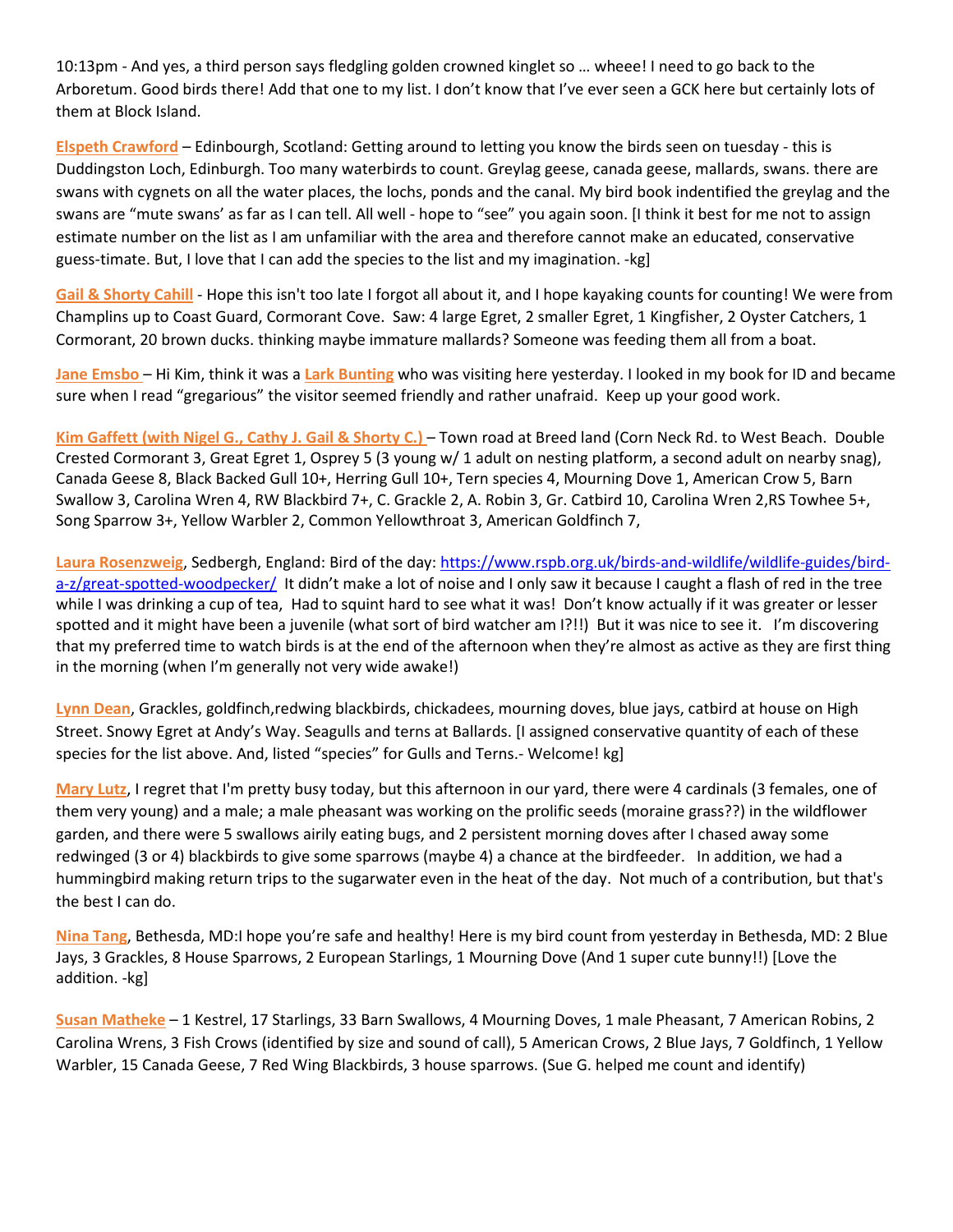10:13pm - And yes, a third person says fledgling golden crowned kinglet so … wheee! I need to go back to the Arboretum. Good birds there! Add that one to my list. I don't know that I've ever seen a GCK here but certainly lots of them at Block Island.

**Elspeth Crawford** – Edinbourgh, Scotland: Getting around to letting you know the birds seen on tuesday - this is Duddingston Loch, Edinburgh. Too many waterbirds to count. Greylag geese, canada geese, mallards, swans. there are swans with cygnets on all the water places, the lochs, ponds and the canal. My bird book indentified the greylag and the swans are "mute swans' as far as I can tell. All well - hope to "see" you again soon. [I think it best for me not to assign estimate number on the list as I am unfamiliar with the area and therefore cannot make an educated, conservative guess-timate. But, I love that I can add the species to the list and my imagination. -kg]

**Gail & Shorty Cahill** - Hope this isn't too late I forgot all about it, and I hope kayaking counts for counting! We were from Champlins up to Coast Guard, Cormorant Cove. Saw: 4 large Egret, 2 smaller Egret, 1 Kingfisher, 2 Oyster Catchers, 1 Cormorant, 20 brown ducks. thinking maybe immature mallards? Someone was feeding them all from a boat.

**Jane Emsbo** – Hi Kim, think it was a **Lark Bunting** who was visiting here yesterday. I looked in my book for ID and became sure when I read "gregarious" the visitor seemed friendly and rather unafraid. Keep up your good work.

**Kim Gaffett (with Nigel G., Cathy J. Gail & Shorty C.)** – Town road at Breed land (Corn Neck Rd. to West Beach. Double Crested Cormorant 3, Great Egret 1, Osprey 5 (3 young w/ 1 adult on nesting platform, a second adult on nearby snag), Canada Geese 8, Black Backed Gull 10+, Herring Gull 10+, Tern species 4, Mourning Dove 1, American Crow 5, Barn Swallow 3, Carolina Wren 4, RW Blackbird 7+, C. Grackle 2, A. Robin 3, Gr. Catbird 10, Carolina Wren 2,RS Towhee 5+, Song Sparrow 3+, Yellow Warbler 2, Common Yellowthroat 3, American Goldfinch 7,

**Laura Rosenzweig**, Sedbergh, England: Bird of the day: https://www.rspb.org.uk/birds-and-wildlife/wildlife-guides/bird-a-z/great-spotted-woodpecker/ It didn't make a lot of noise and I only saw it because I caught a flash of red in the tree while I was drinking a cup of tea, Had to squint hard to see what it was! Don't know actually if it was greater or lesser spotted and it might have been a juvenile (what sort of bird watcher am I?!!) But it was nice to see it. I'm discovering that my preferred time to watch birds is at the end of the afternoon when they're almost as active as they are first thing in the morning (when I'm generally not very wide awake!)

**Lynn Dean**, Grackles, goldfinch,redwing blackbirds, chickadees, mourning doves, blue jays, catbird at house on High Street. Snowy Egret at Andy's Way. Seagulls and terns at Ballards. [I assigned conservative quantity of each of these species for the list above. And, listed "species" for Gulls and Terns.- Welcome! kg]

**Mary Lutz**, I regret that I'm pretty busy today, but this afternoon in our yard, there were 4 cardinals (3 females, one of them very young) and a male; a male pheasant was working on the prolific seeds (moraine grass??) in the wildflower garden, and there were 5 swallows airily eating bugs, and 2 persistent morning doves after I chased away some redwinged (3 or 4) blackbirds to give some sparrows (maybe 4) a chance at the birdfeeder. In addition, we had a hummingbird making return trips to the sugarwater even in the heat of the day. Not much of a contribution, but that's the best I can do.

**Nina Tang**, Bethesda, MD:I hope you're safe and healthy! Here is my bird count from yesterday in Bethesda, MD: 2 Blue Jays, 3 Grackles, 8 House Sparrows, 2 European Starlings, 1 Mourning Dove (And 1 super cute bunny!!) [Love the addition. -kg]

**Susan Matheke** – 1 Kestrel, 17 Starlings, 33 Barn Swallows, 4 Mourning Doves, 1 male Pheasant, 7 American Robins, 2 Carolina Wrens, 3 Fish Crows (identified by size and sound of call), 5 American Crows, 2 Blue Jays, 7 Goldfinch, 1 Yellow Warbler, 15 Canada Geese, 7 Red Wing Blackbirds, 3 house sparrows. (Sue G. helped me count and identify)